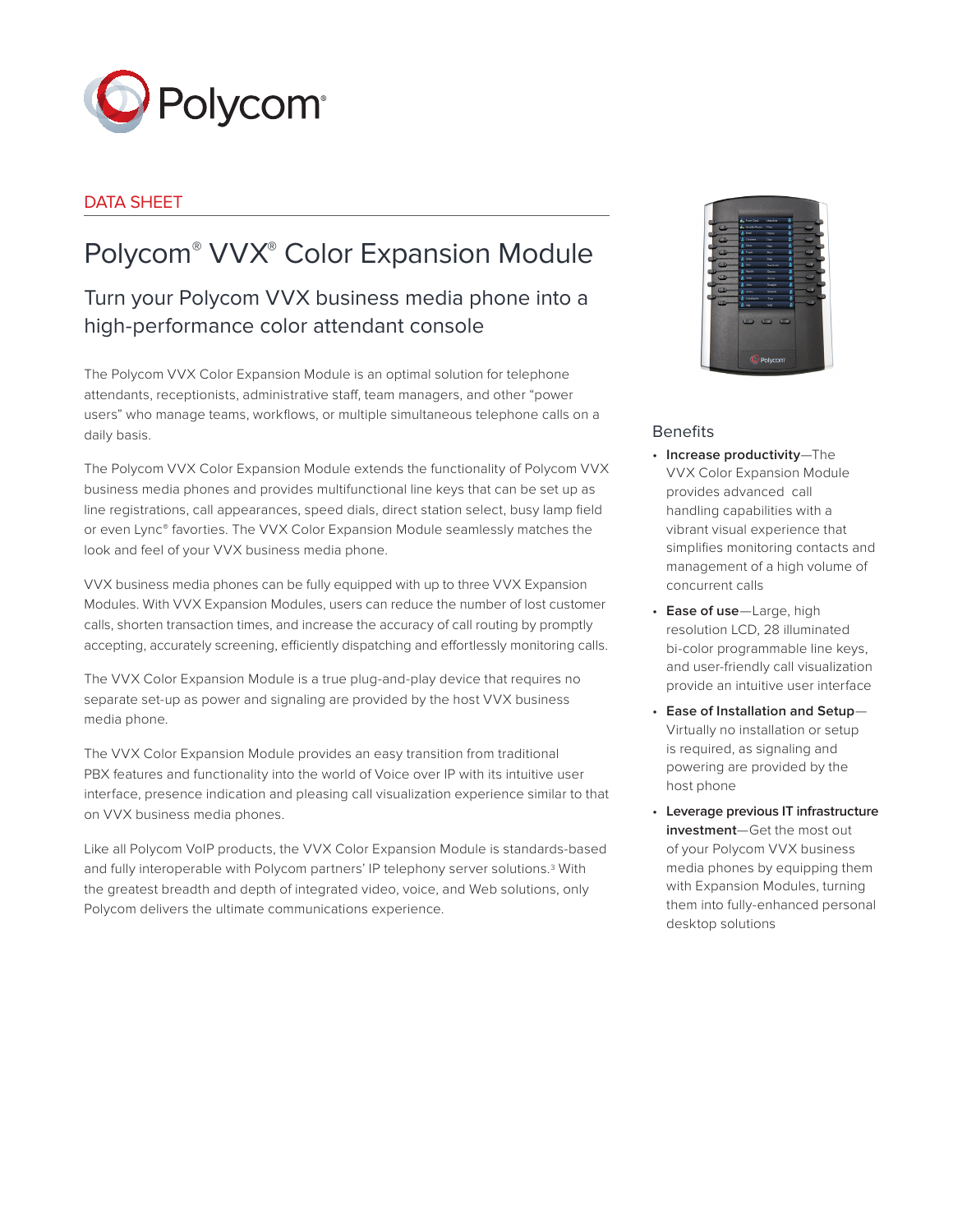DATA SHEET

# Polycom® VVX® Color Expansion Module

## Turn your Polycom VVX business media phone into a high-performance color attendant console

The Polycom VVX Color Expansion Module is an optimal solution for telephone attendants, receptionists, administrative staff, team managers, and other "power users" who manage teams, workflows, or multiple simultaneous telephone calls on a daily basis.

The Polycom VVX Color Expansion Module extends the functionality of Polycom VVX business media phones and provides multifunctional line keys that can be set up as line registrations, call appearances, speed dials, direct station select, busy lamp field or even Lync® favorties. The VVX Color Expansion Module seamlessly matches the look and feel of your VVX business media phone.

VVX business media phones can be fully equipped with up to three VVX Expansion Modules. With VVX Expansion Modules, users can reduce the number of lost customer calls, shorten transaction times, and increase the accuracy of call routing by promptly accepting, accurately screening, efficiently dispatching and effortlessly monitoring calls.

The VVX Color Expansion Module is a true plug-and-play device that requires no separate set-up as power and signaling are provided by the host VVX business media phone.

The VVX Color Expansion Module provides an easy transition from traditional PBX features and functionality into the world of Voice over IP with its intuitive user interface, presence indication and pleasing call visualization experience similar to that on VVX business media phones.

Like all Polycom VoIP products, the VVX Color Expansion Module is standards-based and fully interoperable with Polycom partners' IP telephony server solutions.[3] With the greatest breadth and depth of integrated video, voice, and Web solutions, only Polycom delivers the ultimate communications experience.

### Benefits

- **Increase productivity**—The VVX Color Expansion Module provides advanced call handling capabilities with a vibrant visual experience that simplifies monitoring contacts and management of a high volume of concurrent calls
- **Ease of use**—Large, high resolution LCD, 28 illuminated bi-color programmable line keys, and user-friendly call visualization provide an intuitive user interface
- **Ease of Installation and Setup**—Virtually no installation or setup is required, as signaling and powering are provided by the host phone
- **Leverage previous IT infrastructure investment**—Get the most out of your Polycom VVX business media phones by equipping them with Expansion Modules, turning them into fully-enhanced personal desktop solutions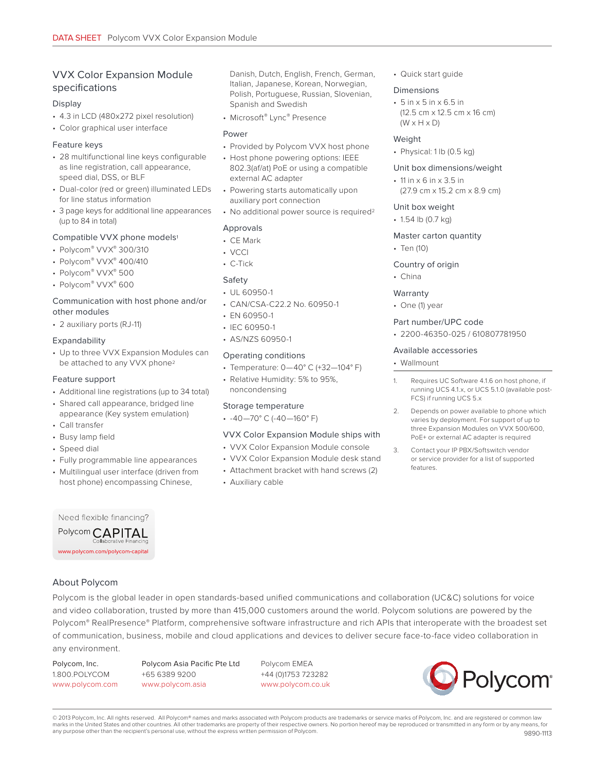## VVX Color Expansion Module specifications

### Display

- 4.3 in LCD (480x272 pixel resolution)
- Color graphical user interface

### Feature keys

- 28 multifunctional line keys configurable as line registration, call appearance, speed dial, DSS, or BLF
- Dual-color (red or green) illuminated LEDs for line status information
- 3 page keys for additional line appearances (up to 84 in total)

### Compatible VVX phone models[1]

- Polycom® VVX® 300/310
- Polycom® VVX® 400/410
- Polycom® VVX® 500
- Polycom® VVX® 600

### Communication with host phone and/or other modules

- 2 auxiliary ports (RJ-11)

### Expandability

- Up to three VVX Expansion Modules can be attached to any VVX phone[2]

### Feature support

- Additional line registrations (up to 34 total)
- Shared call appearance, bridged line appearance (Key system emulation)
- Call transfer
- Busy lamp field
- Speed dial
- Fully programmable line appearances
- Multilingual user interface (driven from host phone) encompassing Chinese, Danish, Dutch, English, French, German, Italian, Japanese, Korean, Norwegian, Polish, Portuguese, Russian, Slovenian, Spanish and Swedish
- Microsoft® Lync® Presence

### Power

- Provided by Polycom VVX host phone
- Host phone powering options: IEEE 802.3(af/at) PoE or using a compatible external AC adapter
- Powering starts automatically upon auxiliary port connection
- No additional power source is required[2]

### Approvals

- CE Mark
- VCCI
- C-Tick

### Safety

- UL 60950-1
- CAN/CSA-C22.2 No. 60950-1
- EN 60950-1
- IEC 60950-1
- AS/NZS 60950-1

### Operating conditions

- Temperature: 0—40° C (+32—104° F)
- Relative Humidity: 5% to 95%, noncondensing

### Storage temperature

- -40—70° C (-40—160° F)

### VVX Color Expansion Module ships with

- VVX Color Expansion Module console
- VVX Color Expansion Module desk stand
- Attachment bracket with hand screws (2)
- Auxiliary cable
- Quick start guide

### Dimensions

- 5 in x 5 in x 6.5 in (12.5 cm x 12.5 cm x 16 cm) (W x H x D)

### Weight

- Physical: 1 lb (0.5 kg)

### Unit box dimensions/weight

- 11 in x 6 in x 3.5 in (27.9 cm x 15.2 cm x 8.9 cm)

### Unit box weight

- 1.54 lb (0.7 kg)

### Master carton quantity

- Ten (10)

### Country of origin

- China

### Warranty

- One (1) year

### Part number/UPC code

- 2200-46350-025 / 610807781950

### Available accessories

- Wallmount

1. Requires UC Software 4.1.6 on host phone, if running UCS 4.1.x, or UCS 5.1.0 (available post-FCS) if running UCS 5.x
2. Depends on power available to phone which varies by deployment. For support of up to three Expansion Modules on VVX 500/600, PoE+ or external AC adapter is required
3. Contact your IP PBX/Softswitch vendor or service provider for a list of supported features.

Need flexible financing?
Polycom CAPITAL
Collaborative Financing
www.polycom.com/polycom-capital

## About Polycom

Polycom is the global leader in open standards-based unified communications and collaboration (UC&C) solutions for voice and video collaboration, trusted by more than 415,000 customers around the world. Polycom solutions are powered by the Polycom® RealPresence® Platform, comprehensive software infrastructure and rich APIs that interoperate with the broadest set of communication, business, mobile and cloud applications and devices to deliver secure face-to-face video collaboration in any environment.

Polycom, Inc.
1.800.POLYCOM
www.polycom.com

Polycom Asia Pacific Pte Ltd
+65 6389 9200
www.polycom.asia

Polycom EMEA
+44 (0)1753 723282
www.polycom.co.uk

© 2013 Polycom, Inc. All rights reserved. All Polycom® names and marks associated with Polycom products are trademarks or service marks of Polycom, Inc. and are registered or common law marks in the United States and other countries. All other trademarks are property of their respective owners. No portion hereof may be reproduced or transmitted in any form or by any means, for any purpose other than the recipient's personal use, without the express written permission of Polycom.

9890-1113